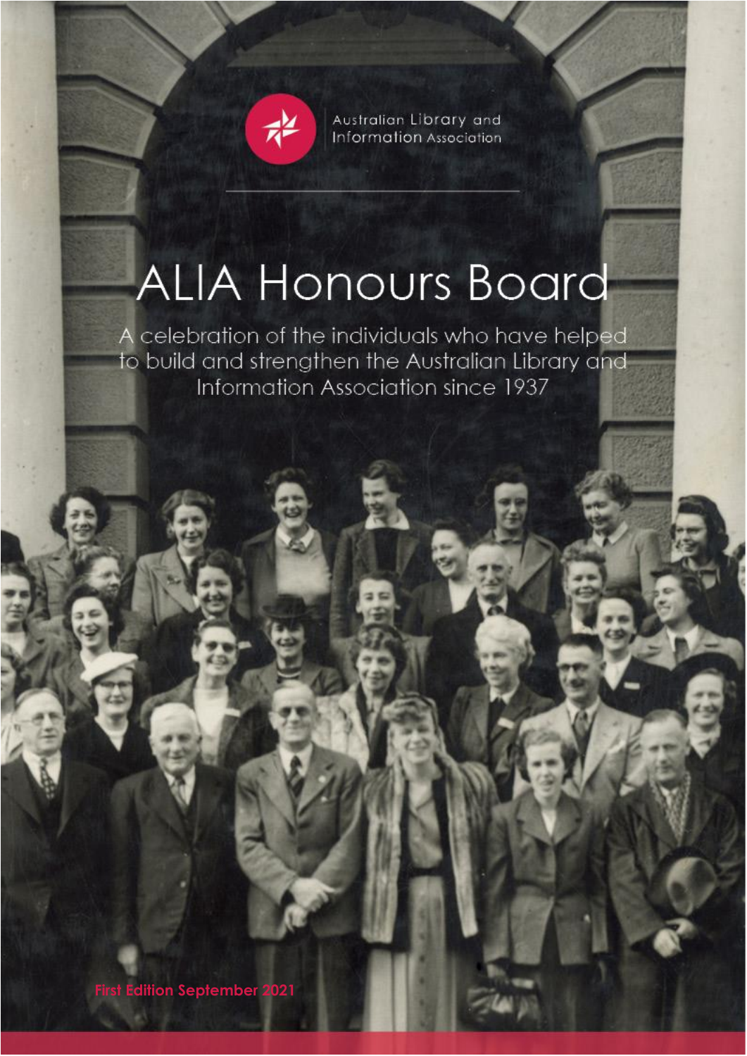Australian Library and Information Association

# ALIA Honours Board

A celebration of the individuals who have helped to build and strengthen the Australian Library and Information Association since 1937

First Edition September 2021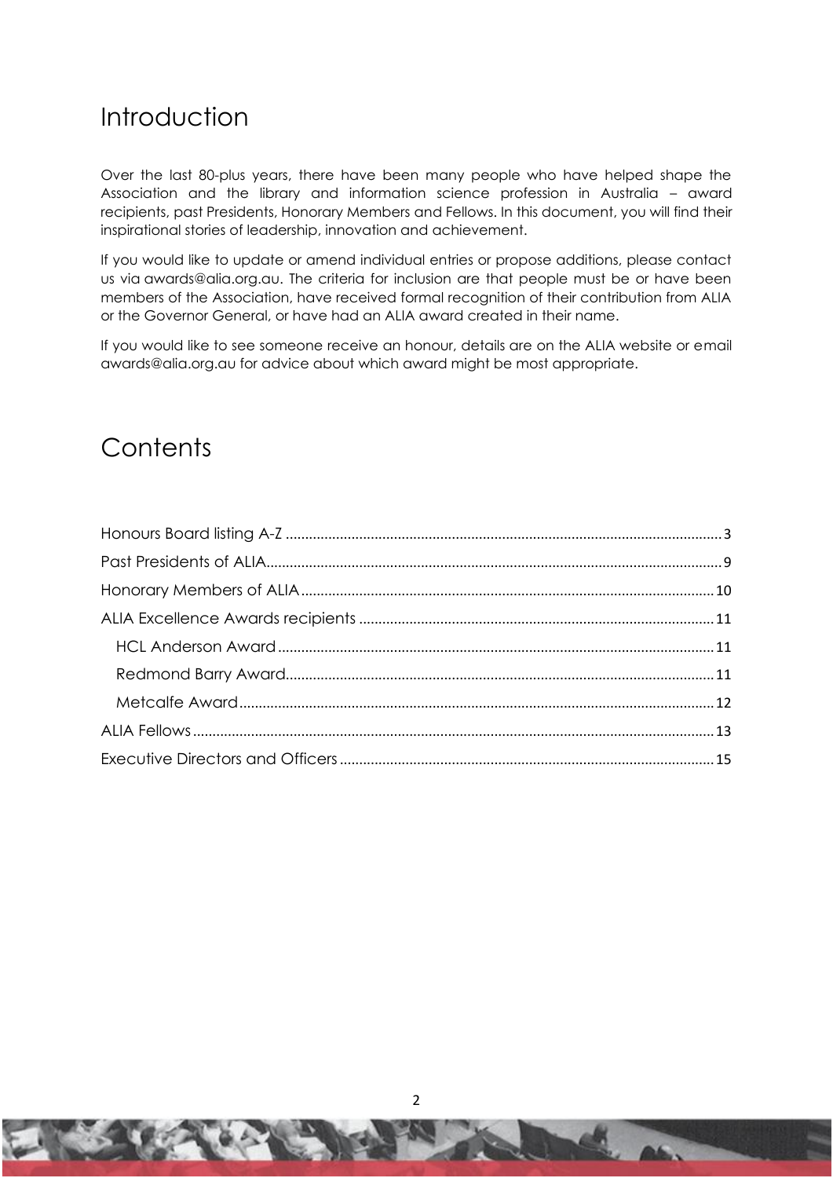# Introduction

Over the last 80-plus years, there have been many people who have helped shape the Association and the library and information science profession in Australia – award recipients, past Presidents, Honorary Members and Fellows. In this document, you will find their inspirational stories of leadership, innovation and achievement.

If you would like to update or amend individual entries or propose additions, please contact us via awards@alia.org.au. The criteria for inclusion are that people must be or have been members of the Association, have received formal recognition of their contribution from ALIA or the Governor General, or have had an ALIA award created in their name.

If you would like to see someone receive an honour, details are on the ALIA website or email awards@alia.org.au for advice about which award might be most appropriate.

# Contents

- Honours Board listing A-Z .......... 3
- Past Presidents of ALIA .......... 9
- Honorary Members of ALIA .......... 10
- ALIA Excellence Awards recipients .......... 11
  - HCL Anderson Award .......... 11
  - Redmond Barry Award .......... 11
  - Metcalfe Award .......... 12
- ALIA Fellows .......... 13
- Executive Directors and Officers .......... 15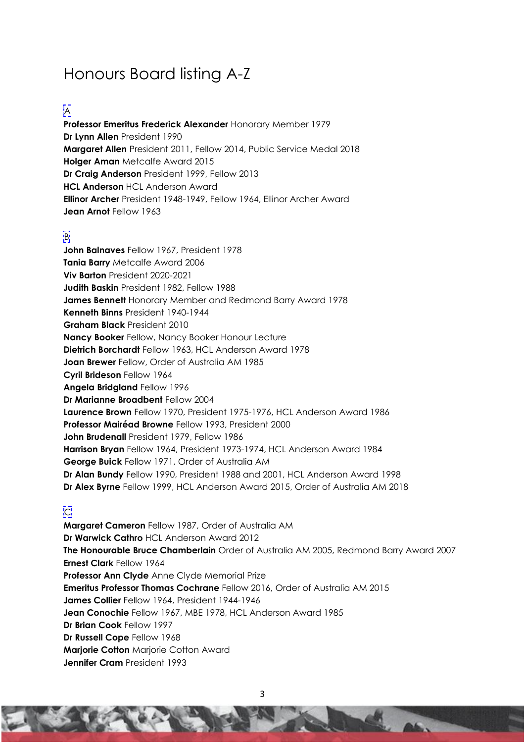# Honours Board listing A-Z

## A

**Professor Emeritus Frederick Alexander** Honorary Member 1979
**Dr Lynn Allen** President 1990
**Margaret Allen** President 2011, Fellow 2014, Public Service Medal 2018
**Holger Aman** Metcalfe Award 2015
**Dr Craig Anderson** President 1999, Fellow 2013
**HCL Anderson** HCL Anderson Award
**Ellinor Archer** President 1948-1949, Fellow 1964, Ellinor Archer Award
**Jean Arnot** Fellow 1963

## B

**John Balnaves** Fellow 1967, President 1978
**Tania Barry** Metcalfe Award 2006
**Viv Barton** President 2020-2021
**Judith Baskin** President 1982, Fellow 1988
**James Bennett** Honorary Member and Redmond Barry Award 1978
**Kenneth Binns** President 1940-1944
**Graham Black** President 2010
**Nancy Booker** Fellow, Nancy Booker Honour Lecture
**Dietrich Borchardt** Fellow 1963, HCL Anderson Award 1978
**Joan Brewer** Fellow, Order of Australia AM 1985
**Cyril Brideson** Fellow 1964
**Angela Bridgland** Fellow 1996
**Dr Marianne Broadbent** Fellow 2004
**Laurence Brown** Fellow 1970, President 1975-1976, HCL Anderson Award 1986
**Professor Mairéad Browne** Fellow 1993, President 2000
**John Brudenall** President 1979, Fellow 1986
**Harrison Bryan** Fellow 1964, President 1973-1974, HCL Anderson Award 1984
**George Buick** Fellow 1971, Order of Australia AM
**Dr Alan Bundy** Fellow 1990, President 1988 and 2001, HCL Anderson Award 1998
**Dr Alex Byrne** Fellow 1999, HCL Anderson Award 2015, Order of Australia AM 2018

## C

**Margaret Cameron** Fellow 1987, Order of Australia AM
**Dr Warwick Cathro** HCL Anderson Award 2012
**The Honourable Bruce Chamberlain** Order of Australia AM 2005, Redmond Barry Award 2007
**Ernest Clark** Fellow 1964
**Professor Ann Clyde** Anne Clyde Memorial Prize
**Emeritus Professor Thomas Cochrane** Fellow 2016, Order of Australia AM 2015
**James Collier** Fellow 1964, President 1944-1946
**Jean Conochie** Fellow 1967, MBE 1978, HCL Anderson Award 1985
**Dr Brian Cook** Fellow 1997
**Dr Russell Cope** Fellow 1968
**Marjorie Cotton** Marjorie Cotton Award
**Jennifer Cram** President 1993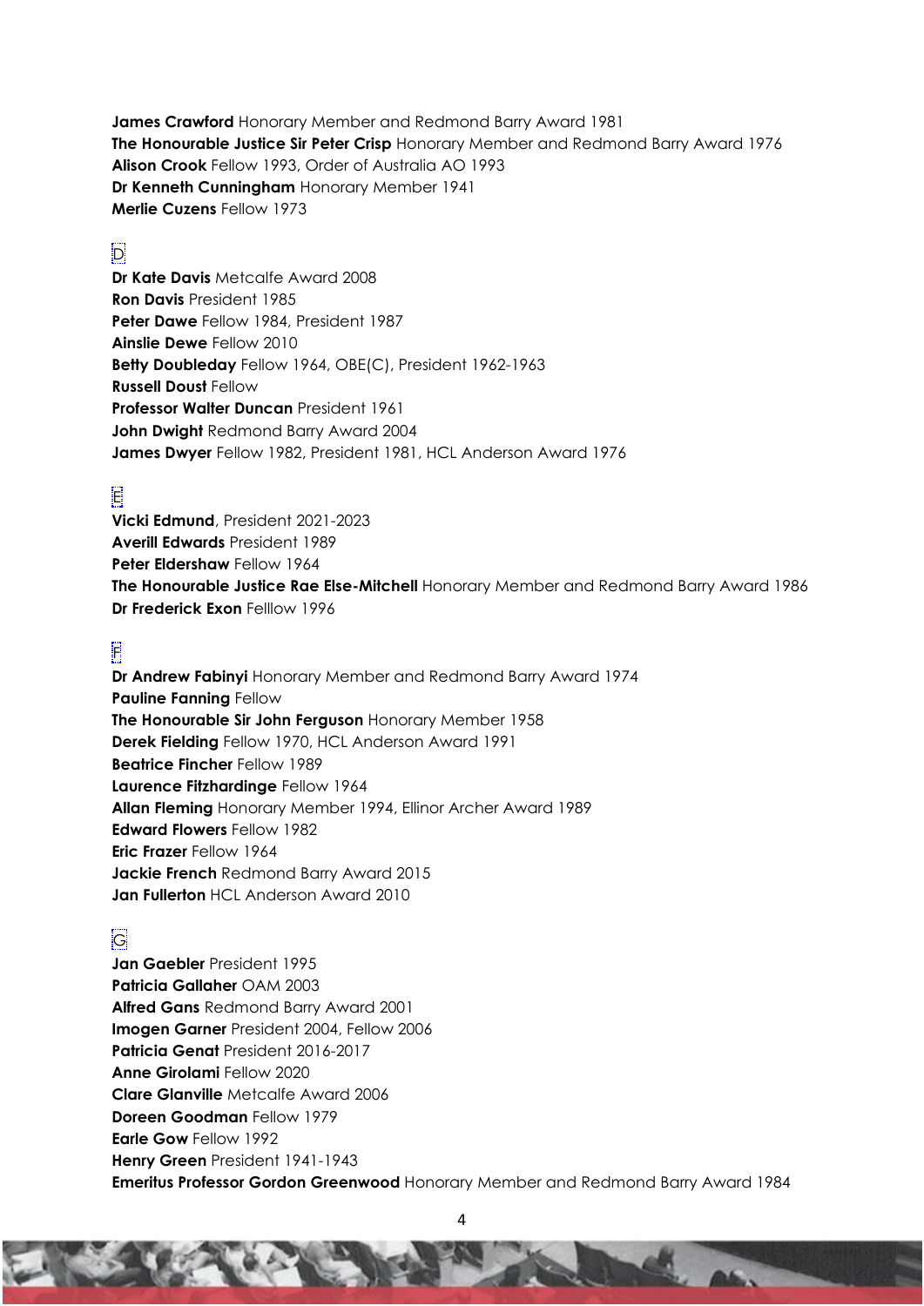**James Crawford** Honorary Member and Redmond Barry Award 1981
**The Honourable Justice Sir Peter Crisp** Honorary Member and Redmond Barry Award 1976
**Alison Crook** Fellow 1993, Order of Australia AO 1993
**Dr Kenneth Cunningham** Honorary Member 1941
**Merlie Cuzens** Fellow 1973

## D

**Dr Kate Davis** Metcalfe Award 2008
**Ron Davis** President 1985
**Peter Dawe** Fellow 1984, President 1987
**Ainslie Dewe** Fellow 2010
**Betty Doubleday** Fellow 1964, OBE(C), President 1962-1963
**Russell Doust** Fellow
**Professor Walter Duncan** President 1961
**John Dwight** Redmond Barry Award 2004
**James Dwyer** Fellow 1982, President 1981, HCL Anderson Award 1976

## E

**Vicki Edmund**, President 2021-2023
**Averill Edwards** President 1989
**Peter Eldershaw** Fellow 1964
**The Honourable Justice Rae Else-Mitchell** Honorary Member and Redmond Barry Award 1986
**Dr Frederick Exon** Felllow 1996

## F

**Dr Andrew Fabinyi** Honorary Member and Redmond Barry Award 1974
**Pauline Fanning** Fellow
**The Honourable Sir John Ferguson** Honorary Member 1958
**Derek Fielding** Fellow 1970, HCL Anderson Award 1991
**Beatrice Fincher** Fellow 1989
**Laurence Fitzhardinge** Fellow 1964
**Allan Fleming** Honorary Member 1994, Ellinor Archer Award 1989
**Edward Flowers** Fellow 1982
**Eric Frazer** Fellow 1964
**Jackie French** Redmond Barry Award 2015
**Jan Fullerton** HCL Anderson Award 2010

## G

**Jan Gaebler** President 1995
**Patricia Gallaher** OAM 2003
**Alfred Gans** Redmond Barry Award 2001
**Imogen Garner** President 2004, Fellow 2006
**Patricia Genat** President 2016-2017
**Anne Girolami** Fellow 2020
**Clare Glanville** Metcalfe Award 2006
**Doreen Goodman** Fellow 1979
**Earle Gow** Fellow 1992
**Henry Green** President 1941-1943
**Emeritus Professor Gordon Greenwood** Honorary Member and Redmond Barry Award 1984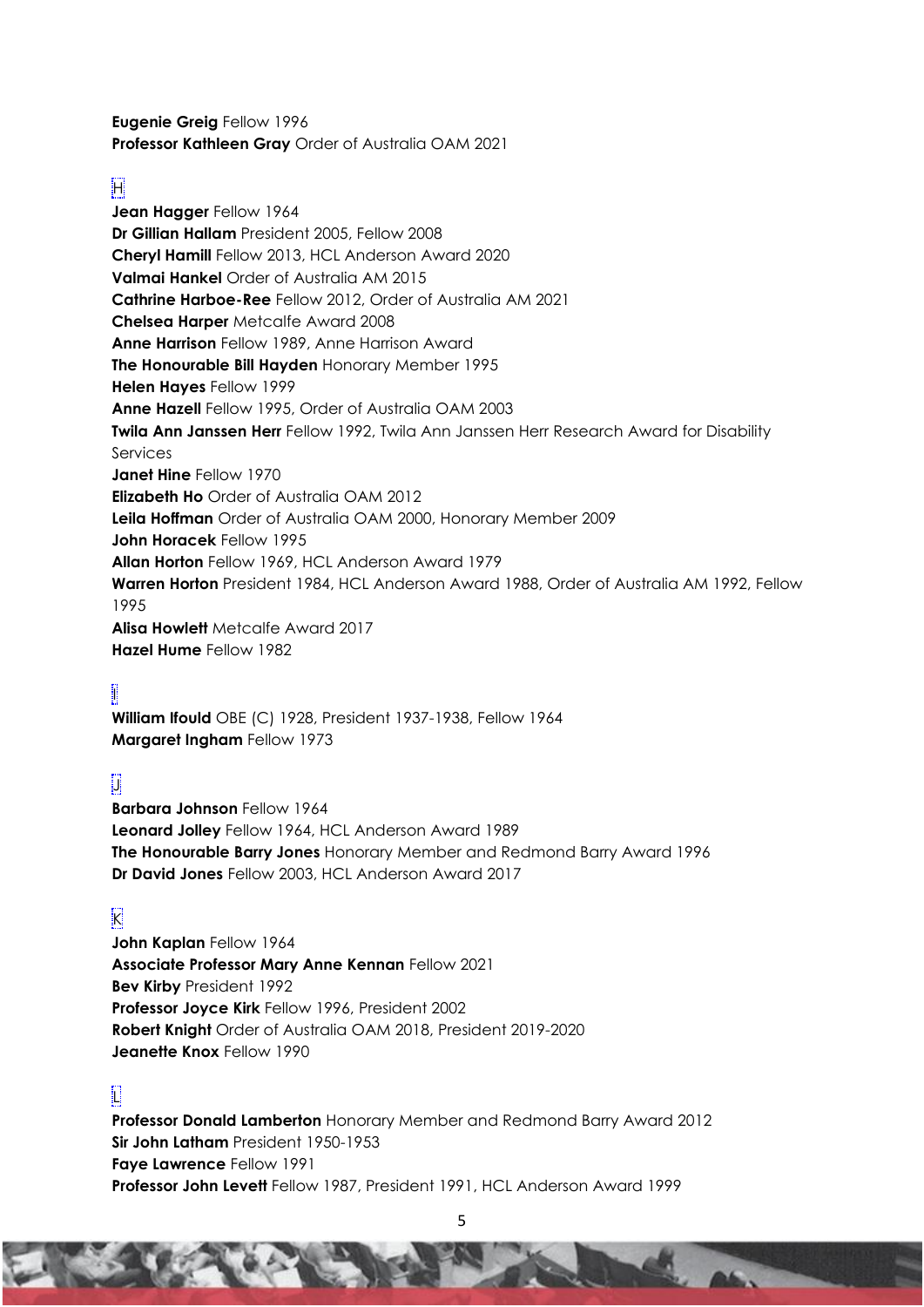**Eugenie Greig** Fellow 1996
**Professor Kathleen Gray** Order of Australia OAM 2021

## H

**Jean Hagger** Fellow 1964
**Dr Gillian Hallam** President 2005, Fellow 2008
**Cheryl Hamill** Fellow 2013, HCL Anderson Award 2020
**Valmai Hankel** Order of Australia AM 2015
**Cathrine Harboe-Ree** Fellow 2012, Order of Australia AM 2021
**Chelsea Harper** Metcalfe Award 2008
**Anne Harrison** Fellow 1989, Anne Harrison Award
**The Honourable Bill Hayden** Honorary Member 1995
**Helen Hayes** Fellow 1999
**Anne Hazell** Fellow 1995, Order of Australia OAM 2003
**Twila Ann Janssen Herr** Fellow 1992, Twila Ann Janssen Herr Research Award for Disability Services
**Janet Hine** Fellow 1970
**Elizabeth Ho** Order of Australia OAM 2012
**Leila Hoffman** Order of Australia OAM 2000, Honorary Member 2009
**John Horacek** Fellow 1995
**Allan Horton** Fellow 1969, HCL Anderson Award 1979
**Warren Horton** President 1984, HCL Anderson Award 1988, Order of Australia AM 1992, Fellow 1995
**Alisa Howlett** Metcalfe Award 2017
**Hazel Hume** Fellow 1982

## I

**William Ifould** OBE (C) 1928, President 1937-1938, Fellow 1964
**Margaret Ingham** Fellow 1973

## J

**Barbara Johnson** Fellow 1964
**Leonard Jolley** Fellow 1964, HCL Anderson Award 1989
**The Honourable Barry Jones** Honorary Member and Redmond Barry Award 1996
**Dr David Jones** Fellow 2003, HCL Anderson Award 2017

## K

**John Kaplan** Fellow 1964
**Associate Professor Mary Anne Kennan** Fellow 2021
**Bev Kirby** President 1992
**Professor Joyce Kirk** Fellow 1996, President 2002
**Robert Knight** Order of Australia OAM 2018, President 2019-2020
**Jeanette Knox** Fellow 1990

## L

**Professor Donald Lamberton** Honorary Member and Redmond Barry Award 2012
**Sir John Latham** President 1950-1953
**Faye Lawrence** Fellow 1991
**Professor John Levett** Fellow 1987, President 1991, HCL Anderson Award 1999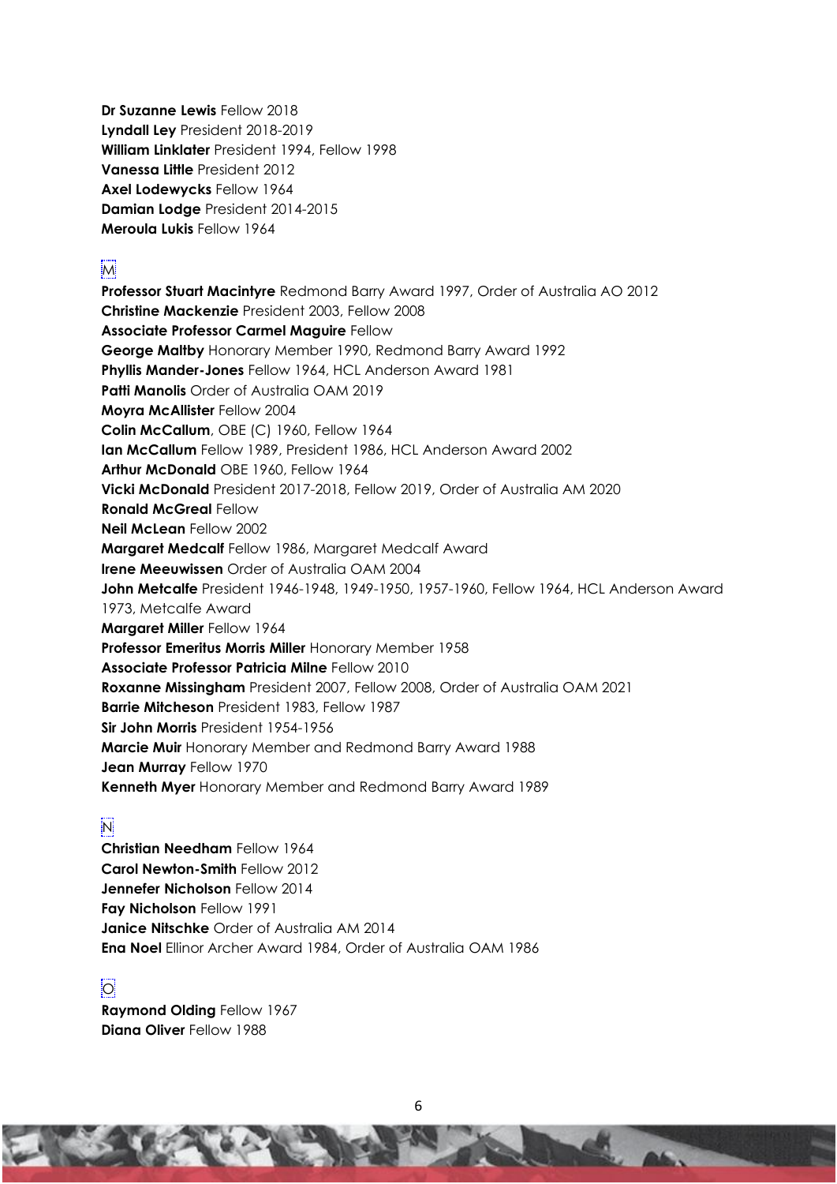**Dr Suzanne Lewis** Fellow 2018
**Lyndall Ley** President 2018-2019
**William Linklater** President 1994, Fellow 1998
**Vanessa Little** President 2012
**Axel Lodewycks** Fellow 1964
**Damian Lodge** President 2014-2015
**Meroula Lukis** Fellow 1964

## M

**Professor Stuart Macintyre** Redmond Barry Award 1997, Order of Australia AO 2012
**Christine Mackenzie** President 2003, Fellow 2008
**Associate Professor Carmel Maguire** Fellow
**George Maltby** Honorary Member 1990, Redmond Barry Award 1992
**Phyllis Mander-Jones** Fellow 1964, HCL Anderson Award 1981
**Patti Manolis** Order of Australia OAM 2019
**Moyra McAllister** Fellow 2004
**Colin McCallum**, OBE (C) 1960, Fellow 1964
**Ian McCallum** Fellow 1989, President 1986, HCL Anderson Award 2002
**Arthur McDonald** OBE 1960, Fellow 1964
**Vicki McDonald** President 2017-2018, Fellow 2019, Order of Australia AM 2020
**Ronald McGreal** Fellow
**Neil McLean** Fellow 2002
**Margaret Medcalf** Fellow 1986, Margaret Medcalf Award
**Irene Meeuwissen** Order of Australia OAM 2004
**John Metcalfe** President 1946-1948, 1949-1950, 1957-1960, Fellow 1964, HCL Anderson Award 1973, Metcalfe Award
**Margaret Miller** Fellow 1964
**Professor Emeritus Morris Miller** Honorary Member 1958
**Associate Professor Patricia Milne** Fellow 2010
**Roxanne Missingham** President 2007, Fellow 2008, Order of Australia OAM 2021
**Barrie Mitcheson** President 1983, Fellow 1987
**Sir John Morris** President 1954-1956
**Marcie Muir** Honorary Member and Redmond Barry Award 1988
**Jean Murray** Fellow 1970
**Kenneth Myer** Honorary Member and Redmond Barry Award 1989

## N

**Christian Needham** Fellow 1964
**Carol Newton-Smith** Fellow 2012
**Jennefer Nicholson** Fellow 2014
**Fay Nicholson** Fellow 1991
**Janice Nitschke** Order of Australia AM 2014
**Ena Noel** Ellinor Archer Award 1984, Order of Australia OAM 1986

## O

**Raymond Olding** Fellow 1967
**Diana Oliver** Fellow 1988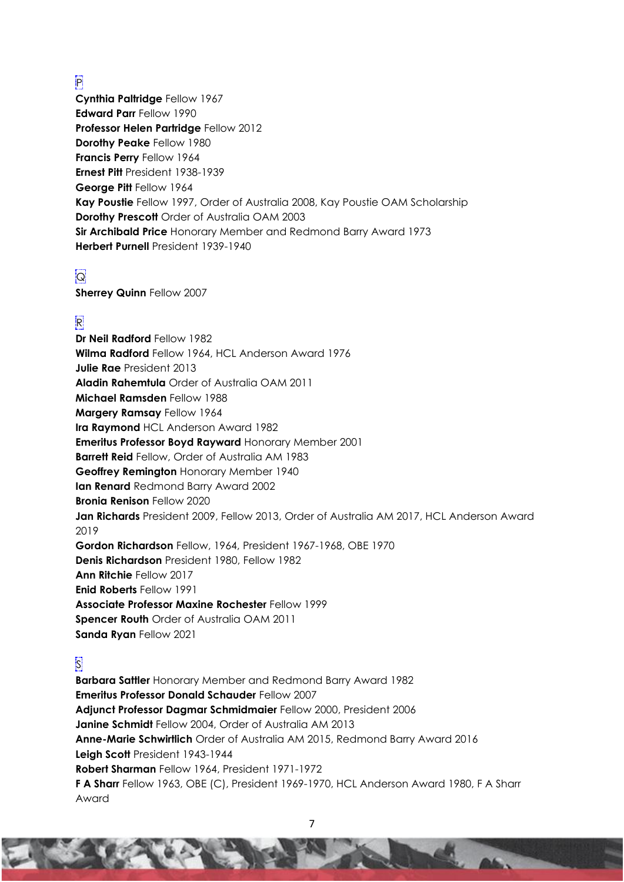## P

**Cynthia Paltridge** Fellow 1967
**Edward Parr** Fellow 1990
**Professor Helen Partridge** Fellow 2012
**Dorothy Peake** Fellow 1980
**Francis Perry** Fellow 1964
**Ernest Pitt** President 1938-1939
**George Pitt** Fellow 1964
**Kay Poustie** Fellow 1997, Order of Australia 2008, Kay Poustie OAM Scholarship
**Dorothy Prescott** Order of Australia OAM 2003
**Sir Archibald Price** Honorary Member and Redmond Barry Award 1973
**Herbert Purnell** President 1939-1940

## Q

**Sherrey Quinn** Fellow 2007

## R

**Dr Neil Radford** Fellow 1982
**Wilma Radford** Fellow 1964, HCL Anderson Award 1976
**Julie Rae** President 2013
**Aladin Rahemtula** Order of Australia OAM 2011
**Michael Ramsden** Fellow 1988
**Margery Ramsay** Fellow 1964
**Ira Raymond** HCL Anderson Award 1982
**Emeritus Professor Boyd Rayward** Honorary Member 2001
**Barrett Reid** Fellow, Order of Australia AM 1983
**Geoffrey Remington** Honorary Member 1940
**Ian Renard** Redmond Barry Award 2002
**Bronia Renison** Fellow 2020
**Jan Richards** President 2009, Fellow 2013, Order of Australia AM 2017, HCL Anderson Award 2019
**Gordon Richardson** Fellow, 1964, President 1967-1968, OBE 1970
**Denis Richardson** President 1980, Fellow 1982
**Ann Ritchie** Fellow 2017
**Enid Roberts** Fellow 1991
**Associate Professor Maxine Rochester** Fellow 1999
**Spencer Routh** Order of Australia OAM 2011
**Sanda Ryan** Fellow 2021

## S

**Barbara Sattler** Honorary Member and Redmond Barry Award 1982
**Emeritus Professor Donald Schauder** Fellow 2007
**Adjunct Professor Dagmar Schmidmaier** Fellow 2000, President 2006
**Janine Schmidt** Fellow 2004, Order of Australia AM 2013
**Anne-Marie Schwirtlich** Order of Australia AM 2015, Redmond Barry Award 2016
**Leigh Scott** President 1943-1944
**Robert Sharman** Fellow 1964, President 1971-1972
**F A Sharr** Fellow 1963, OBE (C), President 1969-1970, HCL Anderson Award 1980, F A Sharr Award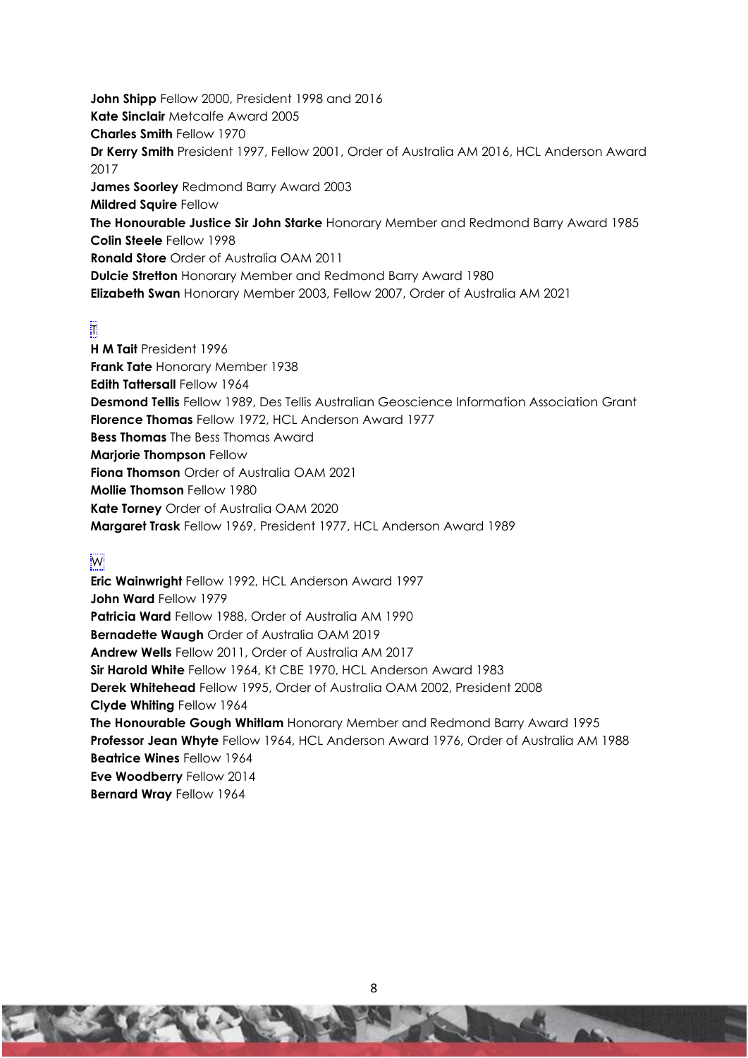**John Shipp** Fellow 2000, President 1998 and 2016
**Kate Sinclair** Metcalfe Award 2005
**Charles Smith** Fellow 1970
**Dr Kerry Smith** President 1997, Fellow 2001, Order of Australia AM 2016, HCL Anderson Award 2017
**James Soorley** Redmond Barry Award 2003
**Mildred Squire** Fellow
**The Honourable Justice Sir John Starke** Honorary Member and Redmond Barry Award 1985
**Colin Steele** Fellow 1998
**Ronald Store** Order of Australia OAM 2011
**Dulcie Stretton** Honorary Member and Redmond Barry Award 1980
**Elizabeth Swan** Honorary Member 2003, Fellow 2007, Order of Australia AM 2021

## T

**H M Tait** President 1996
**Frank Tate** Honorary Member 1938
**Edith Tattersall** Fellow 1964
**Desmond Tellis** Fellow 1989, Des Tellis Australian Geoscience Information Association Grant
**Florence Thomas** Fellow 1972, HCL Anderson Award 1977
**Bess Thomas** The Bess Thomas Award
**Marjorie Thompson** Fellow
**Fiona Thomson** Order of Australia OAM 2021
**Mollie Thomson** Fellow 1980
**Kate Torney** Order of Australia OAM 2020
**Margaret Trask** Fellow 1969, President 1977, HCL Anderson Award 1989

## W

**Eric Wainwright** Fellow 1992, HCL Anderson Award 1997
**John Ward** Fellow 1979
**Patricia Ward** Fellow 1988, Order of Australia AM 1990
**Bernadette Waugh** Order of Australia OAM 2019
**Andrew Wells** Fellow 2011, Order of Australia AM 2017
**Sir Harold White** Fellow 1964, Kt CBE 1970, HCL Anderson Award 1983
**Derek Whitehead** Fellow 1995, Order of Australia OAM 2002, President 2008
**Clyde Whiting** Fellow 1964
**The Honourable Gough Whitlam** Honorary Member and Redmond Barry Award 1995
**Professor Jean Whyte** Fellow 1964, HCL Anderson Award 1976, Order of Australia AM 1988
**Beatrice Wines** Fellow 1964
**Eve Woodberry** Fellow 2014
**Bernard Wray** Fellow 1964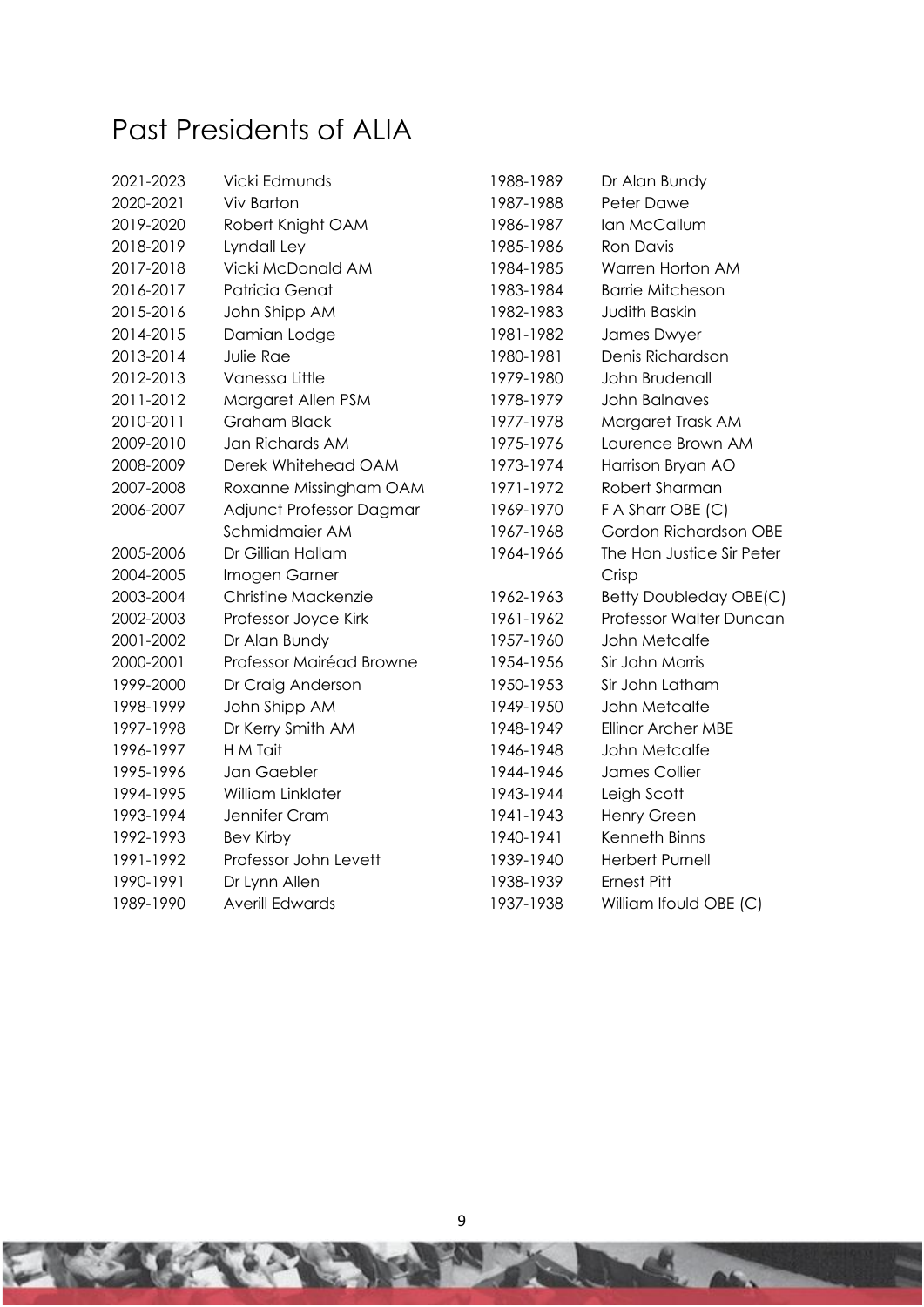# Past Presidents of ALIA

| Years | President |
|---|---|
| 2021-2023 | Vicki Edmunds |
| 2020-2021 | Viv Barton |
| 2019-2020 | Robert Knight OAM |
| 2018-2019 | Lyndall Ley |
| 2017-2018 | Vicki McDonald AM |
| 2016-2017 | Patricia Genat |
| 2015-2016 | John Shipp AM |
| 2014-2015 | Damian Lodge |
| 2013-2014 | Julie Rae |
| 2012-2013 | Vanessa Little |
| 2011-2012 | Margaret Allen PSM |
| 2010-2011 | Graham Black |
| 2009-2010 | Jan Richards AM |
| 2008-2009 | Derek Whitehead OAM |
| 2007-2008 | Roxanne Missingham OAM |
| 2006-2007 | Adjunct Professor Dagmar Schmidmaier AM |
| 2005-2006 | Dr Gillian Hallam |
| 2004-2005 | Imogen Garner |
| 2003-2004 | Christine Mackenzie |
| 2002-2003 | Professor Joyce Kirk |
| 2001-2002 | Dr Alan Bundy |
| 2000-2001 | Professor Mairéad Browne |
| 1999-2000 | Dr Craig Anderson |
| 1998-1999 | John Shipp AM |
| 1997-1998 | Dr Kerry Smith AM |
| 1996-1997 | H M Tait |
| 1995-1996 | Jan Gaebler |
| 1994-1995 | William Linklater |
| 1993-1994 | Jennifer Cram |
| 1992-1993 | Bev Kirby |
| 1991-1992 | Professor John Levett |
| 1990-1991 | Dr Lynn Allen |
| 1989-1990 | Averill Edwards |
| 1988-1989 | Dr Alan Bundy |
| 1987-1988 | Peter Dawe |
| 1986-1987 | Ian McCallum |
| 1985-1986 | Ron Davis |
| 1984-1985 | Warren Horton AM |
| 1983-1984 | Barrie Mitcheson |
| 1982-1983 | Judith Baskin |
| 1981-1982 | James Dwyer |
| 1980-1981 | Denis Richardson |
| 1979-1980 | John Brudenall |
| 1978-1979 | John Balnaves |
| 1977-1978 | Margaret Trask AM |
| 1975-1976 | Laurence Brown AM |
| 1973-1974 | Harrison Bryan AO |
| 1971-1972 | Robert Sharman |
| 1969-1970 | F A Sharr OBE (C) |
| 1967-1968 | Gordon Richardson OBE |
| 1964-1966 | The Hon Justice Sir Peter Crisp |
| 1962-1963 | Betty Doubleday OBE(C) |
| 1961-1962 | Professor Walter Duncan |
| 1957-1960 | John Metcalfe |
| 1954-1956 | Sir John Morris |
| 1950-1953 | Sir John Latham |
| 1949-1950 | John Metcalfe |
| 1948-1949 | Ellinor Archer MBE |
| 1946-1948 | John Metcalfe |
| 1944-1946 | James Collier |
| 1943-1944 | Leigh Scott |
| 1941-1943 | Henry Green |
| 1940-1941 | Kenneth Binns |
| 1939-1940 | Herbert Purnell |
| 1938-1939 | Ernest Pitt |
| 1937-1938 | William Ifould OBE (C) |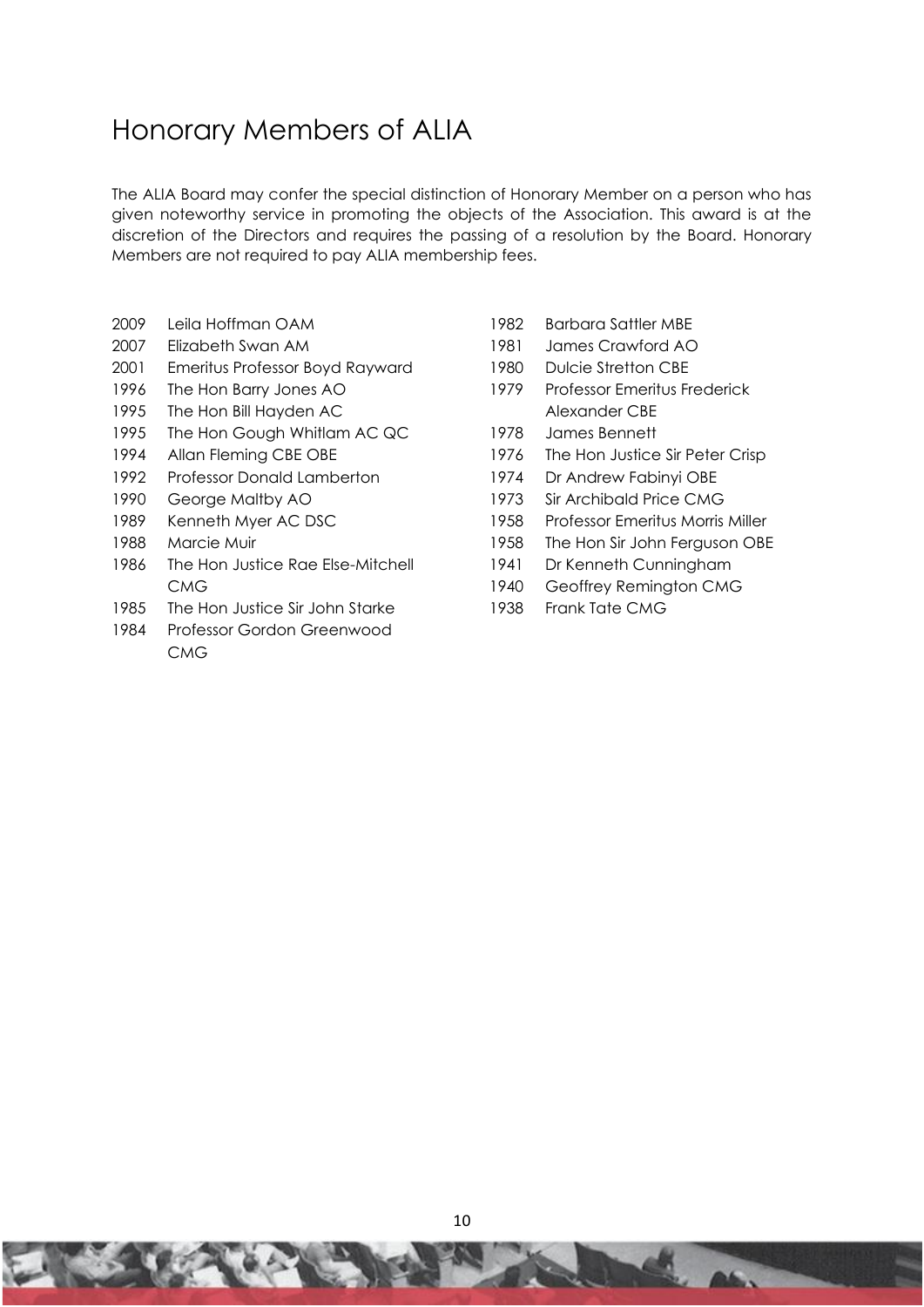# Honorary Members of ALIA

The ALIA Board may confer the special distinction of Honorary Member on a person who has given noteworthy service in promoting the objects of the Association. This award is at the discretion of the Directors and requires the passing of a resolution by the Board. Honorary Members are not required to pay ALIA membership fees.

2009 Leila Hoffman OAM
2007 Elizabeth Swan AM
2001 Emeritus Professor Boyd Rayward
1996 The Hon Barry Jones AO
1995 The Hon Bill Hayden AC
1995 The Hon Gough Whitlam AC QC
1994 Allan Fleming CBE OBE
1992 Professor Donald Lamberton
1990 George Maltby AO
1989 Kenneth Myer AC DSC
1988 Marcie Muir
1986 The Hon Justice Rae Else-Mitchell CMG
1985 The Hon Justice Sir John Starke
1984 Professor Gordon Greenwood CMG
1982 Barbara Sattler MBE
1981 James Crawford AO
1980 Dulcie Stretton CBE
1979 Professor Emeritus Frederick Alexander CBE
1978 James Bennett
1976 The Hon Justice Sir Peter Crisp
1974 Dr Andrew Fabinyi OBE
1973 Sir Archibald Price CMG
1958 Professor Emeritus Morris Miller
1958 The Hon Sir John Ferguson OBE
1941 Dr Kenneth Cunningham
1940 Geoffrey Remington CMG
1938 Frank Tate CMG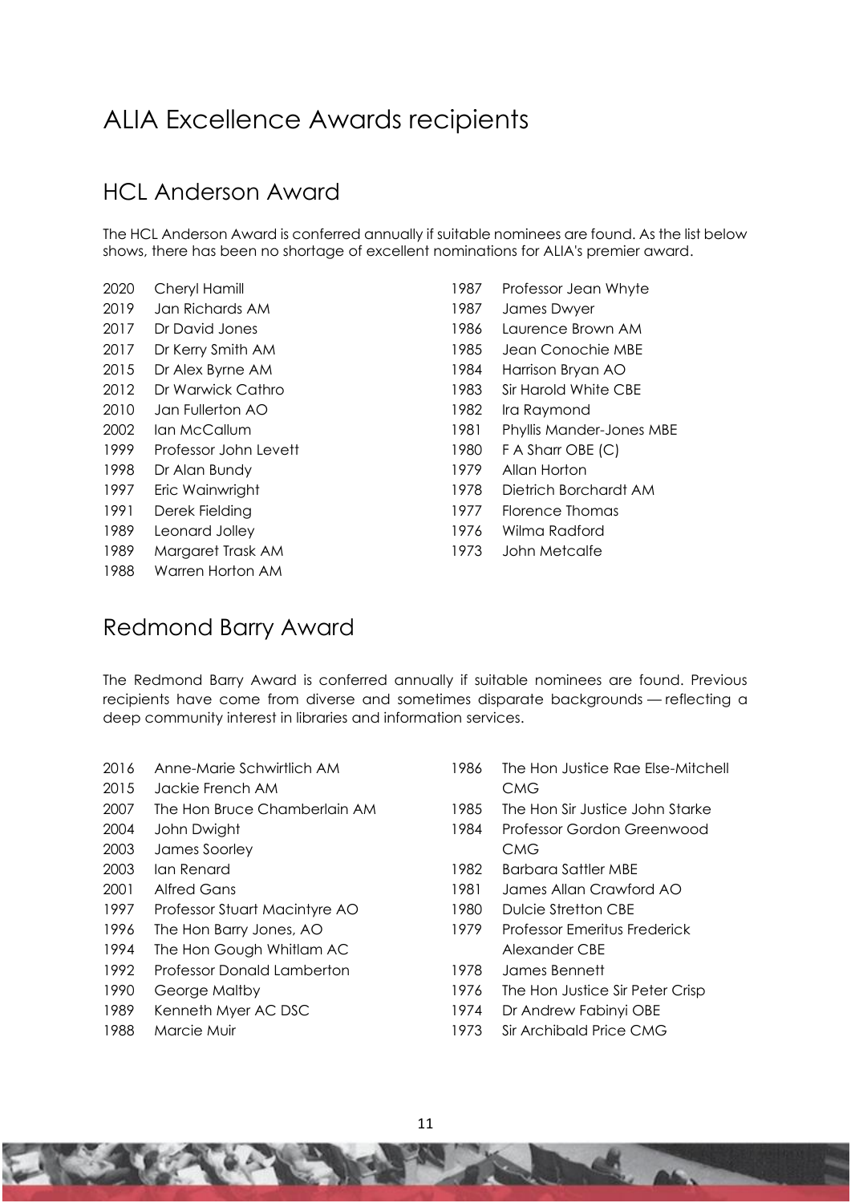# ALIA Excellence Awards recipients

## HCL Anderson Award

The HCL Anderson Award is conferred annually if suitable nominees are found. As the list below shows, there has been no shortage of excellent nominations for ALIA's premier award.

- 2020 Cheryl Hamill
- 2019 Jan Richards AM
- 2017 Dr David Jones
- 2017 Dr Kerry Smith AM
- 2015 Dr Alex Byrne AM
- 2012 Dr Warwick Cathro
- 2010 Jan Fullerton AO
- 2002 Ian McCallum
- 1999 Professor John Levett
- 1998 Dr Alan Bundy
- 1997 Eric Wainwright
- 1991 Derek Fielding
- 1989 Leonard Jolley
- 1989 Margaret Trask AM
- 1988 Warren Horton AM
- 1987 Professor Jean Whyte
- 1987 James Dwyer
- 1986 Laurence Brown AM
- 1985 Jean Conochie MBE
- 1984 Harrison Bryan AO
- 1983 Sir Harold White CBE
- 1982 Ira Raymond
- 1981 Phyllis Mander-Jones MBE
- 1980 F A Sharr OBE (C)
- 1979 Allan Horton
- 1978 Dietrich Borchardt AM
- 1977 Florence Thomas
- 1976 Wilma Radford
- 1973 John Metcalfe

## Redmond Barry Award

The Redmond Barry Award is conferred annually if suitable nominees are found. Previous recipients have come from diverse and sometimes disparate backgrounds — reflecting a deep community interest in libraries and information services.

- 2016 Anne-Marie Schwirtlich AM
- 2015 Jackie French AM
- 2007 The Hon Bruce Chamberlain AM
- 2004 John Dwight
- 2003 James Soorley
- 2003 Ian Renard
- 2001 Alfred Gans
- 1997 Professor Stuart Macintyre AO
- 1996 The Hon Barry Jones, AO
- 1994 The Hon Gough Whitlam AC
- 1992 Professor Donald Lamberton
- 1990 George Maltby
- 1989 Kenneth Myer AC DSC
- 1988 Marcie Muir
- 1986 The Hon Justice Rae Else-Mitchell CMG
- 1985 The Hon Sir Justice John Starke
- 1984 Professor Gordon Greenwood CMG
- 1982 Barbara Sattler MBE
- 1981 James Allan Crawford AO
- 1980 Dulcie Stretton CBE
- 1979 Professor Emeritus Frederick Alexander CBE
- 1978 James Bennett
- 1976 The Hon Justice Sir Peter Crisp
- 1974 Dr Andrew Fabinyi OBE
- 1973 Sir Archibald Price CMG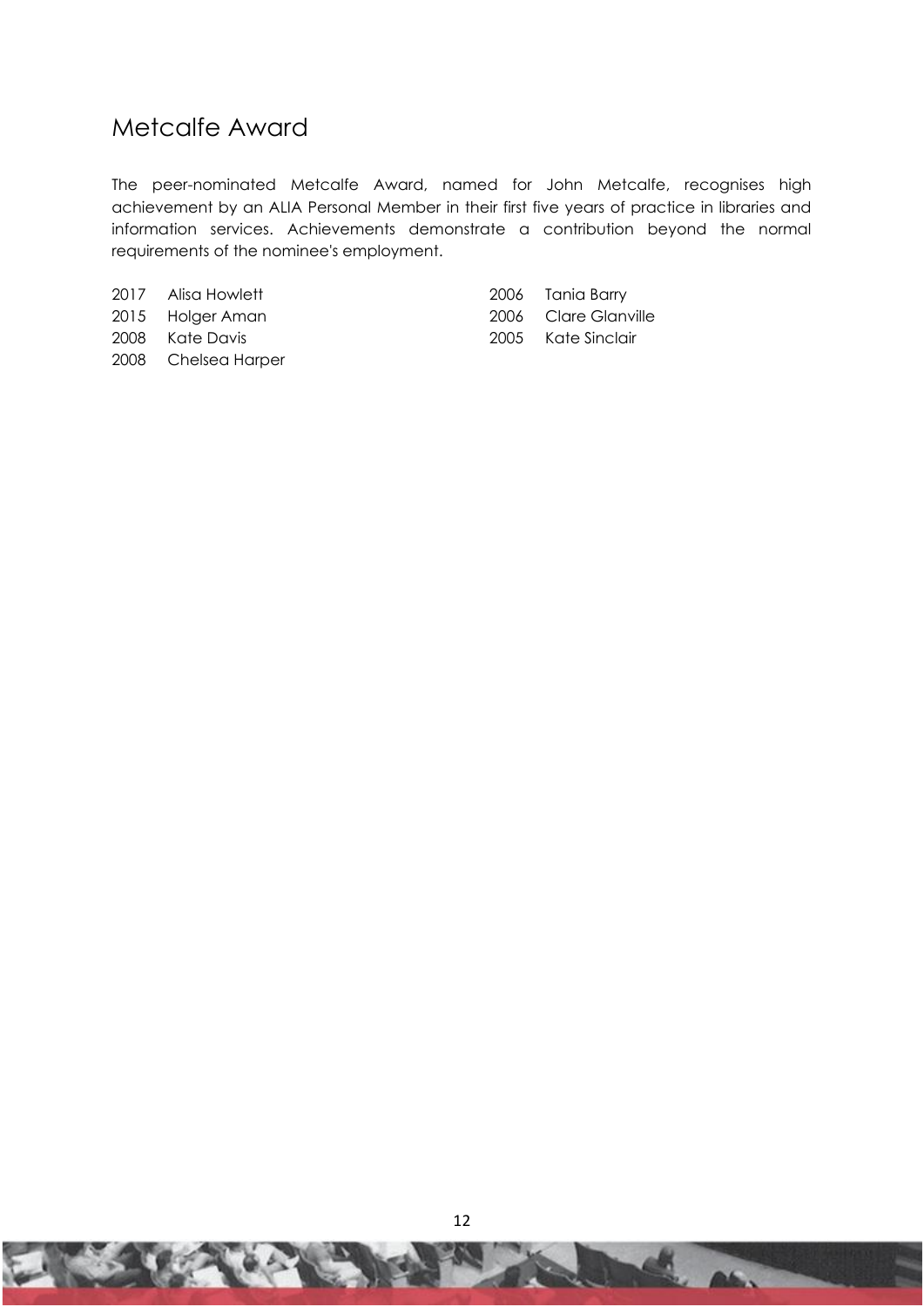## Metcalfe Award

The peer-nominated Metcalfe Award, named for John Metcalfe, recognises high achievement by an ALIA Personal Member in their first five years of practice in libraries and information services. Achievements demonstrate a contribution beyond the normal requirements of the nominee's employment.

2017 Alisa Howlett
2015 Holger Aman
2008 Kate Davis
2008 Chelsea Harper
2006 Tania Barry
2006 Clare Glanville
2005 Kate Sinclair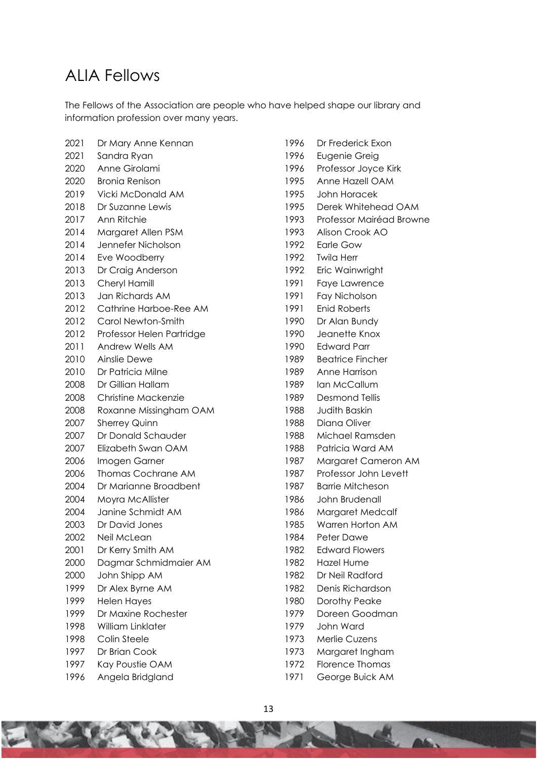# ALIA Fellows

The Fellows of the Association are people who have helped shape our library and information profession over many years.

| | |
|---|---|
| 2021 | Dr Mary Anne Kennan |
| 2021 | Sandra Ryan |
| 2020 | Anne Girolami |
| 2020 | Bronia Renison |
| 2019 | Vicki McDonald AM |
| 2018 | Dr Suzanne Lewis |
| 2017 | Ann Ritchie |
| 2014 | Margaret Allen PSM |
| 2014 | Jennefer Nicholson |
| 2014 | Eve Woodberry |
| 2013 | Dr Craig Anderson |
| 2013 | Cheryl Hamill |
| 2013 | Jan Richards AM |
| 2012 | Cathrine Harboe-Ree AM |
| 2012 | Carol Newton-Smith |
| 2012 | Professor Helen Partridge |
| 2011 | Andrew Wells AM |
| 2010 | Ainslie Dewe |
| 2010 | Dr Patricia Milne |
| 2008 | Dr Gillian Hallam |
| 2008 | Christine Mackenzie |
| 2008 | Roxanne Missingham OAM |
| 2007 | Sherrey Quinn |
| 2007 | Dr Donald Schauder |
| 2007 | Elizabeth Swan OAM |
| 2006 | Imogen Garner |
| 2006 | Thomas Cochrane AM |
| 2004 | Dr Marianne Broadbent |
| 2004 | Moyra McAllister |
| 2004 | Janine Schmidt AM |
| 2003 | Dr David Jones |
| 2002 | Neil McLean |
| 2001 | Dr Kerry Smith AM |
| 2000 | Dagmar Schmidmaier AM |
| 2000 | John Shipp AM |
| 1999 | Dr Alex Byrne AM |
| 1999 | Helen Hayes |
| 1999 | Dr Maxine Rochester |
| 1998 | William Linklater |
| 1998 | Colin Steele |
| 1997 | Dr Brian Cook |
| 1997 | Kay Poustie OAM |
| 1996 | Angela Bridgland |
| 1996 | Dr Frederick Exon |
| 1996 | Eugenie Greig |
| 1996 | Professor Joyce Kirk |
| 1995 | Anne Hazell OAM |
| 1995 | John Horacek |
| 1995 | Derek Whitehead OAM |
| 1993 | Professor Mairéad Browne |
| 1993 | Alison Crook AO |
| 1992 | Earle Gow |
| 1992 | Twila Herr |
| 1992 | Eric Wainwright |
| 1991 | Faye Lawrence |
| 1991 | Fay Nicholson |
| 1991 | Enid Roberts |
| 1990 | Dr Alan Bundy |
| 1990 | Jeanette Knox |
| 1990 | Edward Parr |
| 1989 | Beatrice Fincher |
| 1989 | Anne Harrison |
| 1989 | Ian McCallum |
| 1989 | Desmond Tellis |
| 1988 | Judith Baskin |
| 1988 | Diana Oliver |
| 1988 | Michael Ramsden |
| 1988 | Patricia Ward AM |
| 1987 | Margaret Cameron AM |
| 1987 | Professor John Levett |
| 1987 | Barrie Mitcheson |
| 1986 | John Brudenall |
| 1986 | Margaret Medcalf |
| 1985 | Warren Horton AM |
| 1984 | Peter Dawe |
| 1982 | Edward Flowers |
| 1982 | Hazel Hume |
| 1982 | Dr Neil Radford |
| 1982 | Denis Richardson |
| 1980 | Dorothy Peake |
| 1979 | Doreen Goodman |
| 1979 | John Ward |
| 1973 | Merlie Cuzens |
| 1973 | Margaret Ingham |
| 1972 | Florence Thomas |
| 1971 | George Buick AM |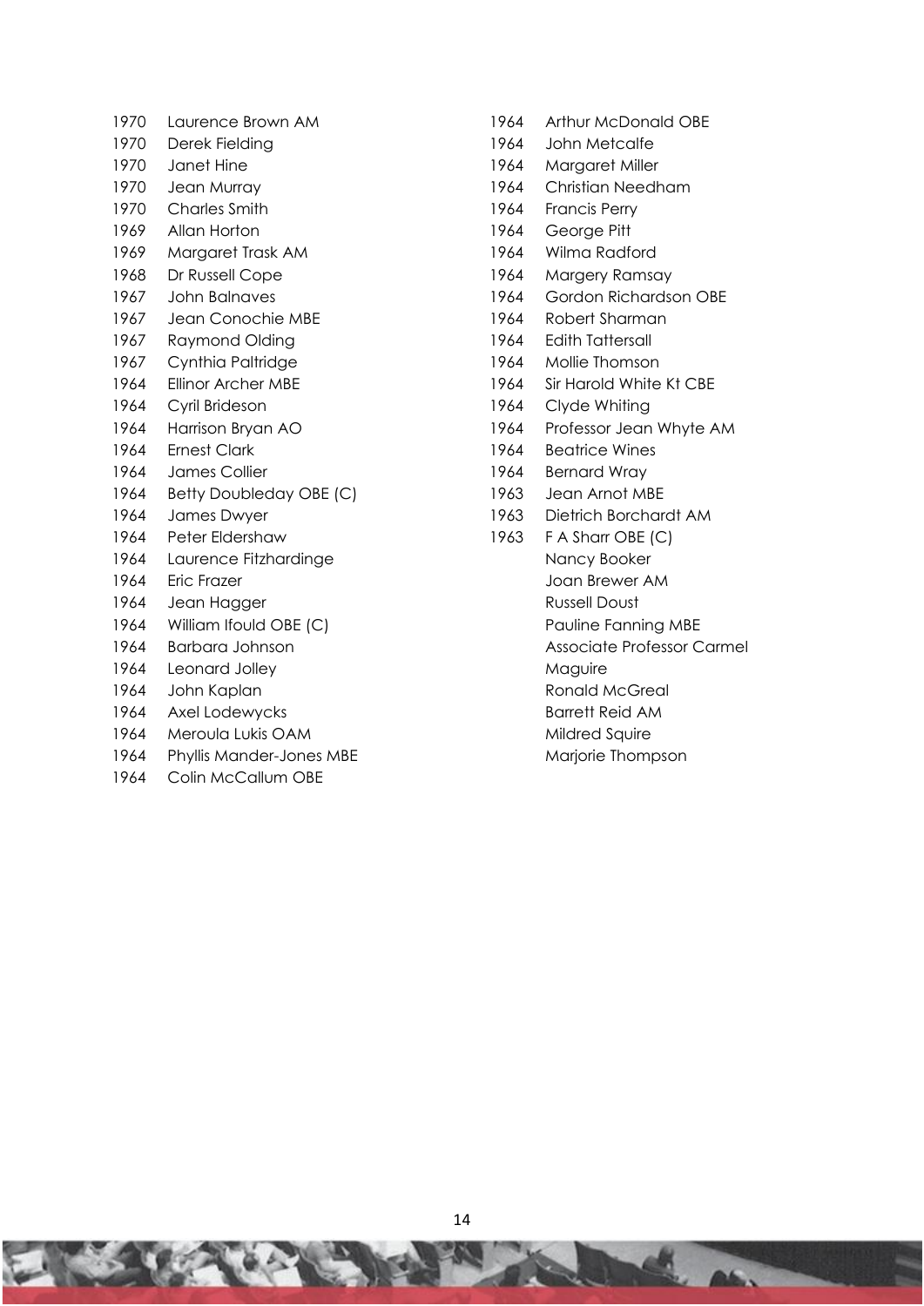| Year | Name |
| --- | --- |
| 1970 | Laurence Brown AM |
| 1970 | Derek Fielding |
| 1970 | Janet Hine |
| 1970 | Jean Murray |
| 1970 | Charles Smith |
| 1969 | Allan Horton |
| 1969 | Margaret Trask AM |
| 1968 | Dr Russell Cope |
| 1967 | John Balnaves |
| 1967 | Jean Conochie MBE |
| 1967 | Raymond Olding |
| 1967 | Cynthia Paltridge |
| 1964 | Ellinor Archer MBE |
| 1964 | Cyril Brideson |
| 1964 | Harrison Bryan AO |
| 1964 | Ernest Clark |
| 1964 | James Collier |
| 1964 | Betty Doubleday OBE (C) |
| 1964 | James Dwyer |
| 1964 | Peter Eldershaw |
| 1964 | Laurence Fitzhardinge |
| 1964 | Eric Frazer |
| 1964 | Jean Hagger |
| 1964 | William Ifould OBE (C) |
| 1964 | Barbara Johnson |
| 1964 | Leonard Jolley |
| 1964 | John Kaplan |
| 1964 | Axel Lodewycks |
| 1964 | Meroula Lukis OAM |
| 1964 | Phyllis Mander-Jones MBE |
| 1964 | Colin McCallum OBE |
| 1964 | Arthur McDonald OBE |
| 1964 | John Metcalfe |
| 1964 | Margaret Miller |
| 1964 | Christian Needham |
| 1964 | Francis Perry |
| 1964 | George Pitt |
| 1964 | Wilma Radford |
| 1964 | Margery Ramsay |
| 1964 | Gordon Richardson OBE |
| 1964 | Robert Sharman |
| 1964 | Edith Tattersall |
| 1964 | Mollie Thomson |
| 1964 | Sir Harold White Kt CBE |
| 1964 | Clyde Whiting |
| 1964 | Professor Jean Whyte AM |
| 1964 | Beatrice Wines |
| 1964 | Bernard Wray |
| 1963 | Jean Arnot MBE |
| 1963 | Dietrich Borchardt AM |
| 1963 | F A Sharr OBE (C) |
| | Nancy Booker |
| | Joan Brewer AM |
| | Russell Doust |
| | Pauline Fanning MBE |
| | Associate Professor Carmel Maguire |
| | Ronald McGreal |
| | Barrett Reid AM |
| | Mildred Squire |
| | Marjorie Thompson |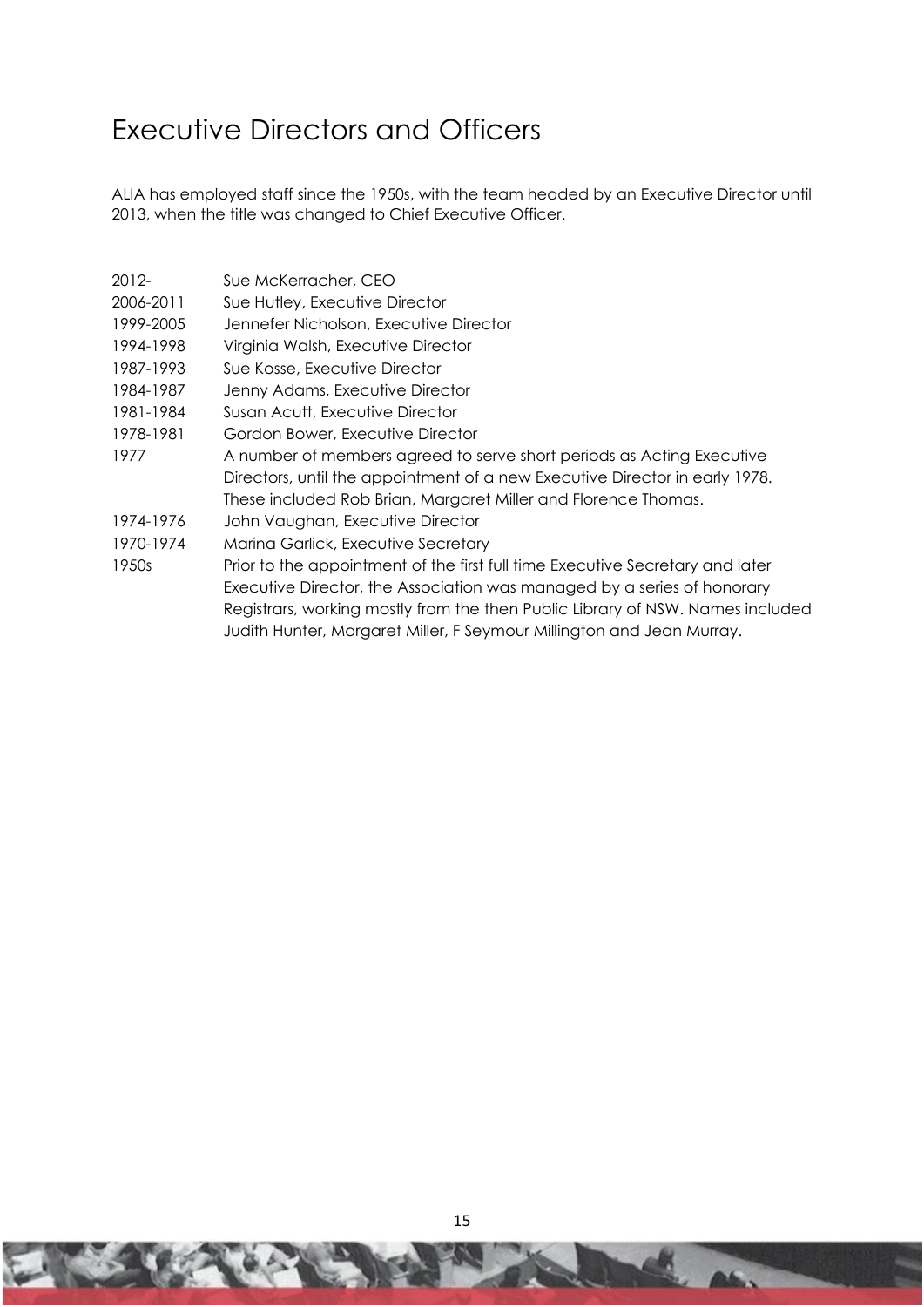# Executive Directors and Officers

ALIA has employed staff since the 1950s, with the team headed by an Executive Director until 2013, when the title was changed to Chief Executive Officer.

| | |
|---|---|
| 2012- | Sue McKerracher, CEO |
| 2006-2011 | Sue Hutley, Executive Director |
| 1999-2005 | Jennefer Nicholson, Executive Director |
| 1994-1998 | Virginia Walsh, Executive Director |
| 1987-1993 | Sue Kosse, Executive Director |
| 1984-1987 | Jenny Adams, Executive Director |
| 1981-1984 | Susan Acutt, Executive Director |
| 1978-1981 | Gordon Bower, Executive Director |
| 1977 | A number of members agreed to serve short periods as Acting Executive Directors, until the appointment of a new Executive Director in early 1978. These included Rob Brian, Margaret Miller and Florence Thomas. |
| 1974-1976 | John Vaughan, Executive Director |
| 1970-1974 | Marina Garlick, Executive Secretary |
| 1950s | Prior to the appointment of the first full time Executive Secretary and later Executive Director, the Association was managed by a series of honorary Registrars, working mostly from the then Public Library of NSW. Names included Judith Hunter, Margaret Miller, F Seymour Millington and Jean Murray. |